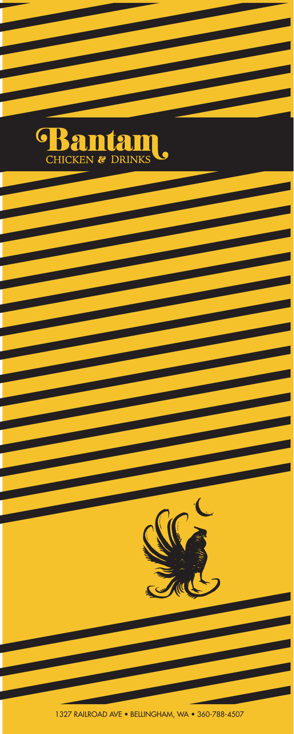# Bantam

CHICKEN & DRINKS

1327 RAILROAD AVE • BELLINGHAM, WA • 360-788-4507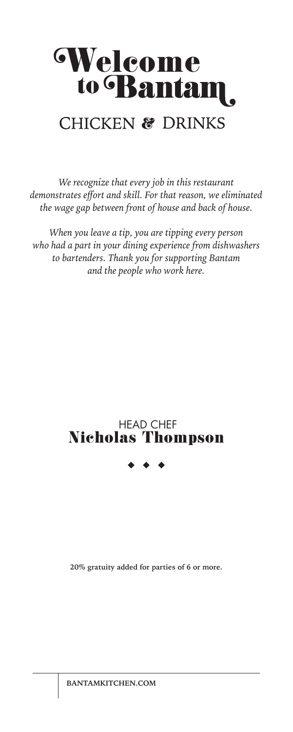# Welcome to Bantam

## CHICKEN & DRINKS

*We recognize that every job in this restaurant demonstrates effort and skill. For that reason, we eliminated the wage gap between front of house and back of house.*

*When you leave a tip, you are tipping every person who had a part in your dining experience from dishwashers to bartenders. Thank you for supporting Bantam and the people who work here.*

HEAD CHEF
**Nicholas Thompson**

◆ ◆ ◆

**20% gratuity added for parties of 6 or more.**

**BANTAMKITCHEN.COM**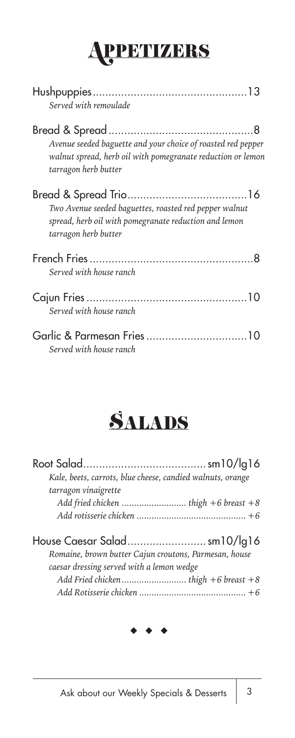# Appetizers

**Hushpuppies** ............ 13
*Served with remoulade*

**Bread & Spread** ............ 8
*Avenue seeded baguette and your choice of roasted red pepper walnut spread, herb oil with pomegranate reduction or lemon tarragon herb butter*

**Bread & Spread Trio** ............ 16
*Two Avenue seeded baguettes, roasted red pepper walnut spread, herb oil with pomegranate reduction and lemon tarragon herb butter*

**French Fries** ............ 8
*Served with house ranch*

**Cajun Fries** ............ 10
*Served with house ranch*

**Garlic & Parmesan Fries** ............ 10
*Served with house ranch*

# Salads

**Root Salad** ............ sm10/lg16
*Kale, beets, carrots, blue cheese, candied walnuts, orange tarragon vinaigrette*
*Add fried chicken ............ thigh +6 breast +8*
*Add rotisserie chicken ............ +6*

**House Caesar Salad** ............ sm10/lg16
*Romaine, brown butter Cajun croutons, Parmesan, house caesar dressing served with a lemon wedge*
*Add Fried chicken ............ thigh +6 breast +8*
*Add Rotisserie chicken ............ +6*

◆ ◆ ◆

Ask about our Weekly Specials & Desserts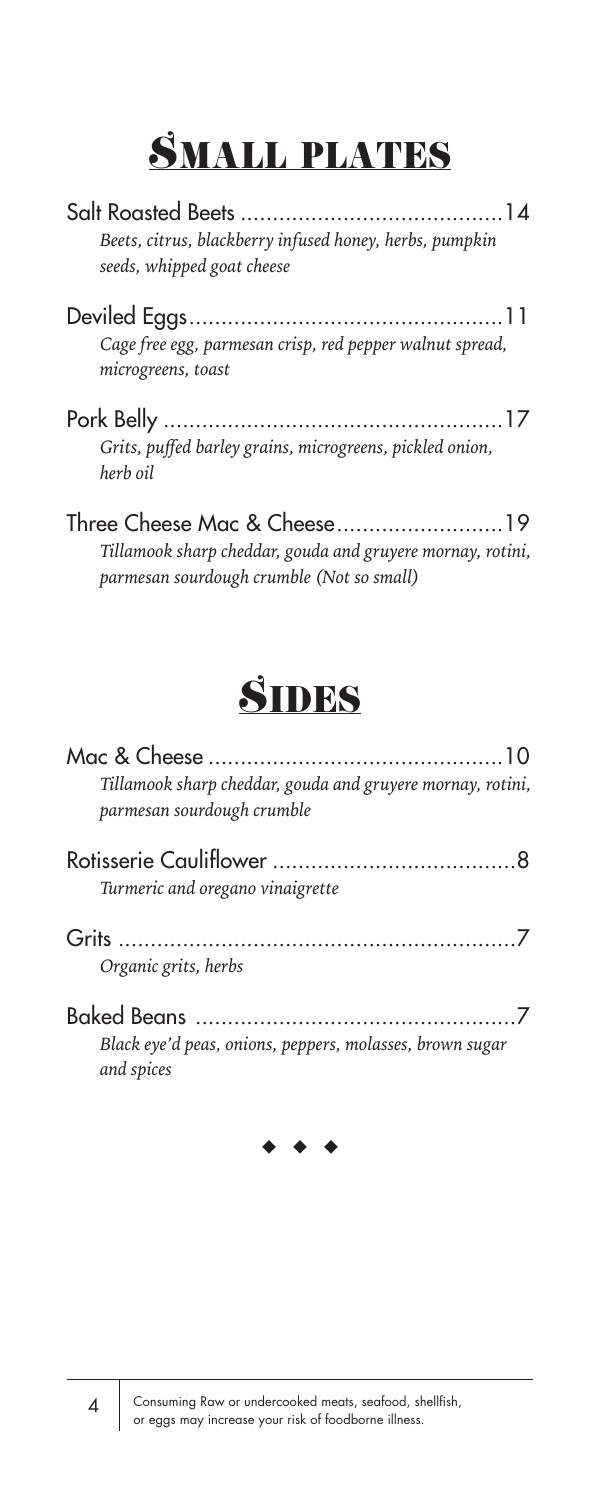# Small Plates

**Salt Roasted Beets** ........................................ 14
*Beets, citrus, blackberry infused honey, herbs, pumpkin seeds, whipped goat cheese*

**Deviled Eggs** ........................................ 11
*Cage free egg, parmesan crisp, red pepper walnut spread, microgreens, toast*

**Pork Belly** ........................................ 17
*Grits, puffed barley grains, microgreens, pickled onion, herb oil*

**Three Cheese Mac & Cheese** ........................................ 19
*Tillamook sharp cheddar, gouda and gruyere mornay, rotini, parmesan sourdough crumble (Not so small)*

# Sides

**Mac & Cheese** ........................................ 10
*Tillamook sharp cheddar, gouda and gruyere mornay, rotini, parmesan sourdough crumble*

**Rotisserie Cauliflower** ........................................ 8
*Turmeric and oregano vinaigrette*

**Grits** ........................................ 7
*Organic grits, herbs*

**Baked Beans** ........................................ 7
*Black eye'd peas, onions, peppers, molasses, brown sugar and spices*

◆ ◆ ◆

Consuming Raw or undercooked meats, seafood, shellfish, or eggs may increase your risk of foodborne illness.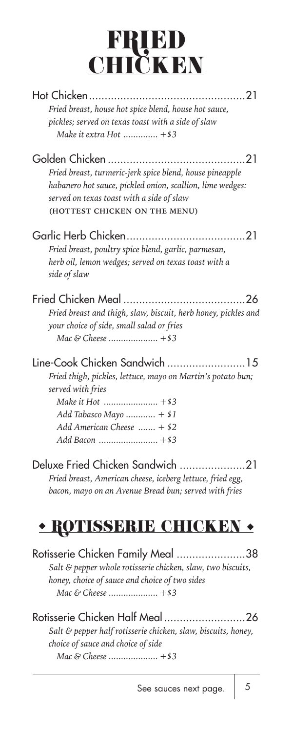# FRIED CHICKEN

**Hot Chicken** .................................................. 21
*Fried breast, house hot spice blend, house hot sauce, pickles; served on texas toast with a side of slaw*
*Make it extra Hot ............. +$3*

**Golden Chicken** ............................................. 21
*Fried breast, turmeric-jerk spice blend, house pineapple habanero hot sauce, pickled onion, scallion, lime wedges: served on texas toast with a side of slaw*
(HOTTEST CHICKEN ON THE MENU)

**Garlic Herb Chicken** ...................................... 21
*Fried breast, poultry spice blend, garlic, parmesan, herb oil, lemon wedges; served on texas toast with a side of slaw*

**Fried Chicken Meal** ........................................ 26
*Fried breast and thigh, slaw, biscuit, herb honey, pickles and your choice of side, small salad or fries*
*Mac & Cheese .................... +$3*

**Line-Cook Chicken Sandwich** ......................... 15
*Fried thigh, pickles, lettuce, mayo on Martin's potato bun; served with fries*
*Make it Hot ...................... +$3*
*Add Tabasco Mayo ............ + $1*
*Add American Cheese ....... + $2*
*Add Bacon ........................ +$3*

**Deluxe Fried Chicken Sandwich** ..................... 21
*Fried breast, American cheese, iceberg lettuce, fried egg, bacon, mayo on an Avenue Bread bun; served with fries*

## • ROTISSERIE CHICKEN •

**Rotisserie Chicken Family Meal** ...................... 38
*Salt & pepper whole rotisserie chicken, slaw, two biscuits, honey, choice of sauce and choice of two sides*
*Mac & Cheese .................... +$3*

**Rotisserie Chicken Half Meal** .......................... 26
*Salt & pepper half rotisserie chicken, slaw, biscuits, honey, choice of sauce and choice of side*
*Mac & Cheese .................... +$3*

See sauces next page.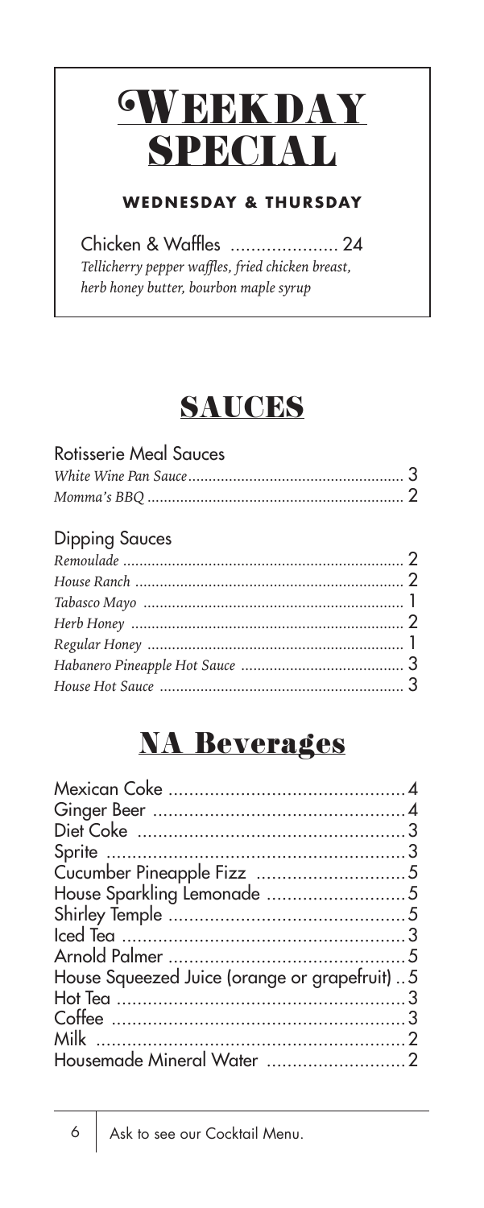# Weekday Special

**WEDNESDAY & THURSDAY**

Chicken & Waffles ..................... 24
*Tellicherry pepper waffles, fried chicken breast, herb honey butter, bourbon maple syrup*

# SAUCES

## Rotisserie Meal Sauces

*White Wine Pan Sauce* ..................... 3
*Momma's BBQ* ..................... 2

## Dipping Sauces

*Remoulade* ..................... 2
*House Ranch* ..................... 2
*Tabasco Mayo* ..................... 1
*Herb Honey* ..................... 2
*Regular Honey* ..................... 1
*Habanero Pineapple Hot Sauce* ..................... 3
*House Hot Sauce* ..................... 3

# NA Beverages

Mexican Coke ..................... 4
Ginger Beer ..................... 4
Diet Coke ..................... 3
Sprite ..................... 3
Cucumber Pineapple Fizz ..................... 5
House Sparkling Lemonade ..................... 5
Shirley Temple ..................... 5
Iced Tea ..................... 3
Arnold Palmer ..................... 5
House Squeezed Juice (orange or grapefruit) .. 5
Hot Tea ..................... 3
Coffee ..................... 3
Milk ..................... 2
Housemade Mineral Water ..................... 2

Ask to see our Cocktail Menu.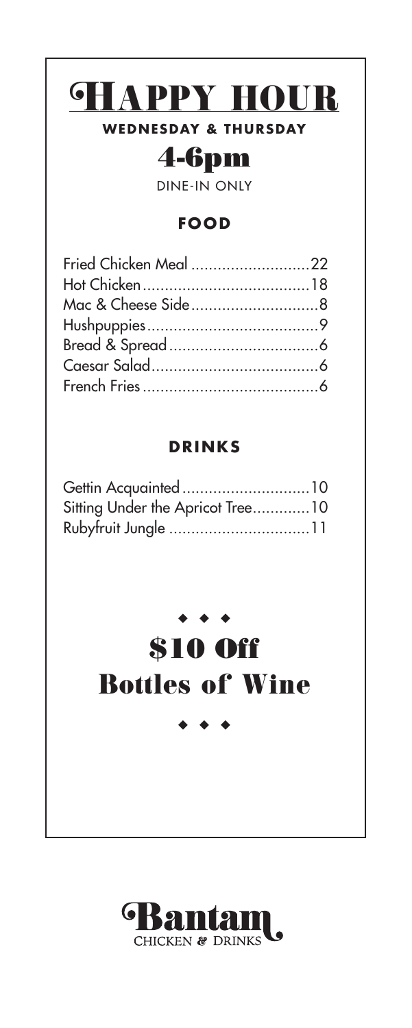# HAPPY HOUR

**WEDNESDAY & THURSDAY**

## 4-6pm

DINE-IN ONLY

### FOOD

Fried Chicken Meal ..........................22
Hot Chicken......................................18
Mac & Cheese Side............................8
Hushpuppies.......................................9
Bread & Spread..................................6
Caesar Salad......................................6
French Fries........................................6

### DRINKS

Gettin Acquainted.............................10
Sitting Under the Apricot Tree.............10
Rubyfruit Jungle ................................11

◆ ◆ ◆

## $10 Off
## Bottles of Wine

◆ ◆ ◆

Bantam
CHICKEN & DRINKS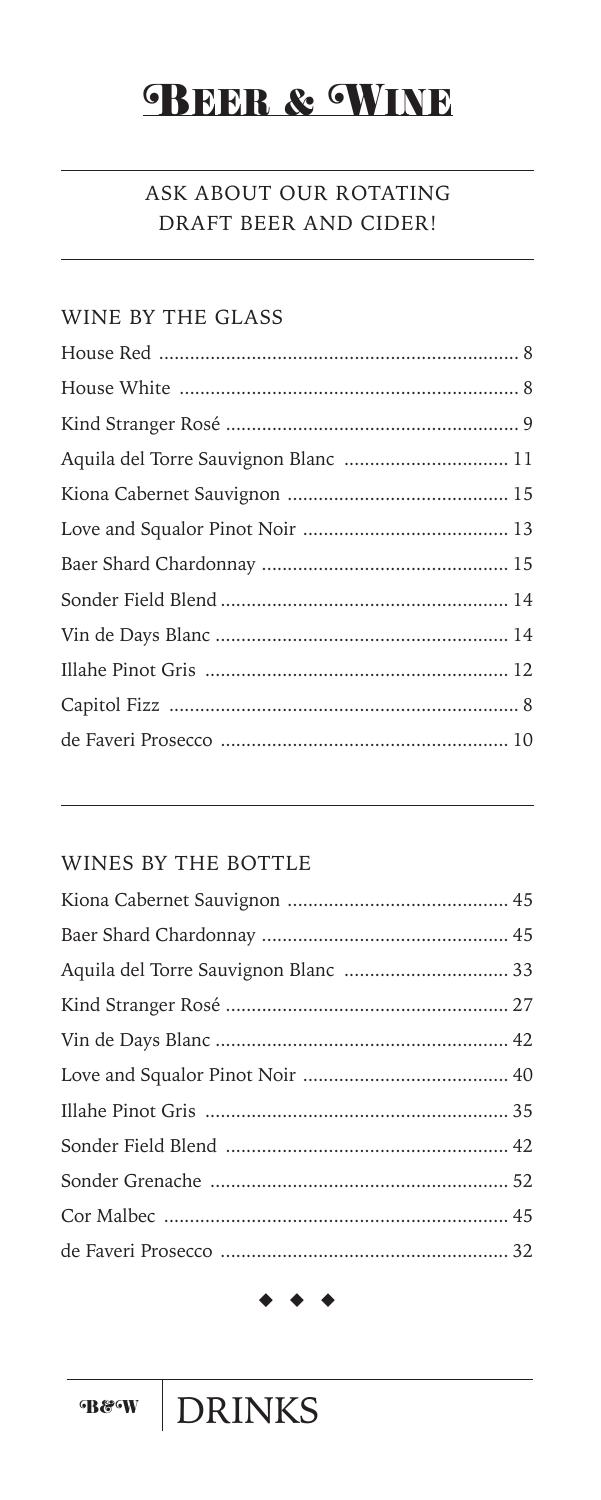# Beer & Wine

ASK ABOUT OUR ROTATING DRAFT BEER AND CIDER!

## WINE BY THE GLASS

| Wine | Price |
| --- | --- |
| House Red | 8 |
| House White | 8 |
| Kind Stranger Rosé | 9 |
| Aquila del Torre Sauvignon Blanc | 11 |
| Kiona Cabernet Sauvignon | 15 |
| Love and Squalor Pinot Noir | 13 |
| Baer Shard Chardonnay | 15 |
| Sonder Field Blend | 14 |
| Vin de Days Blanc | 14 |
| Illahe Pinot Gris | 12 |
| Capitol Fizz | 8 |
| de Faveri Prosecco | 10 |

## WINES BY THE BOTTLE

| Wine | Price |
| --- | --- |
| Kiona Cabernet Sauvignon | 45 |
| Baer Shard Chardonnay | 45 |
| Aquila del Torre Sauvignon Blanc | 33 |
| Kind Stranger Rosé | 27 |
| Vin de Days Blanc | 42 |
| Love and Squalor Pinot Noir | 40 |
| Illahe Pinot Gris | 35 |
| Sonder Field Blend | 42 |
| Sonder Grenache | 52 |
| Cor Malbec | 45 |
| de Faveri Prosecco | 32 |

◆ ◆ ◆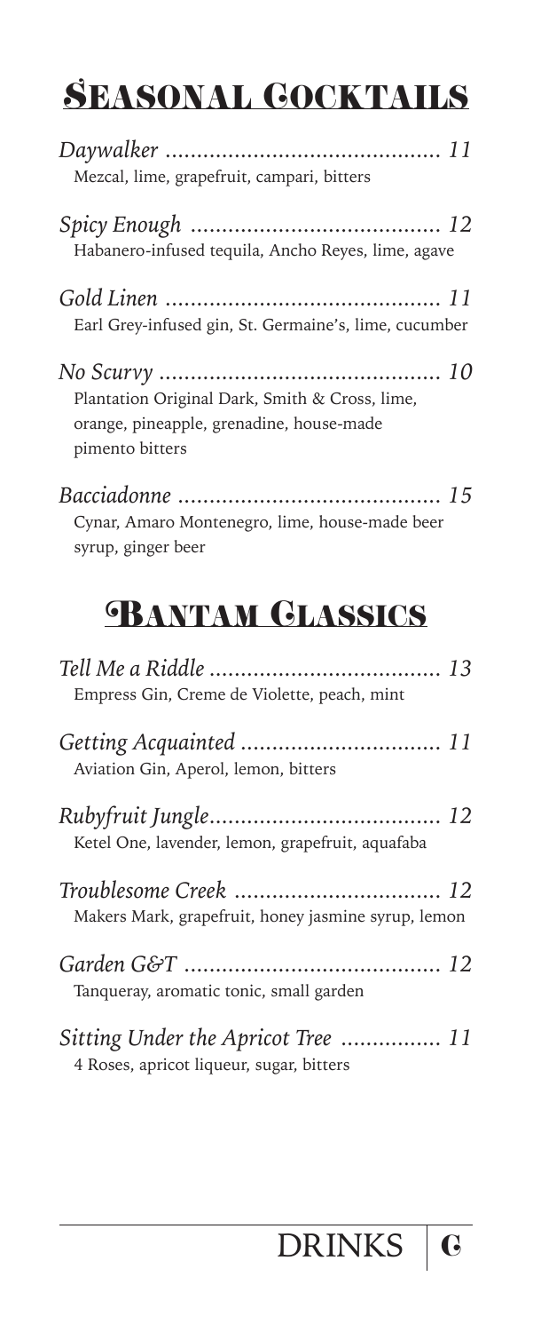# Seasonal Cocktails

*Daywalker* ............................................ 11
Mezcal, lime, grapefruit, campari, bitters

*Spicy Enough* ........................................ 12
Habanero-infused tequila, Ancho Reyes, lime, agave

*Gold Linen* ............................................ 11
Earl Grey-infused gin, St. Germaine's, lime, cucumber

*No Scurvy* ............................................. 10
Plantation Original Dark, Smith & Cross, lime, orange, pineapple, grenadine, house-made pimento bitters

*Bacciadonne* .......................................... 15
Cynar, Amaro Montenegro, lime, house-made beer syrup, ginger beer

# Bantam Classics

*Tell Me a Riddle* ..................................... 13
Empress Gin, Creme de Violette, peach, mint

*Getting Acquainted* ................................ 11
Aviation Gin, Aperol, lemon, bitters

*Rubyfruit Jungle*..................................... 12
Ketel One, lavender, lemon, grapefruit, aquafaba

*Troublesome Creek* ................................. 12
Makers Mark, grapefruit, honey jasmine syrup, lemon

*Garden G&T* ......................................... 12
Tanqueray, aromatic tonic, small garden

*Sitting Under the Apricot Tree* ................ 11
4 Roses, apricot liqueur, sugar, bitters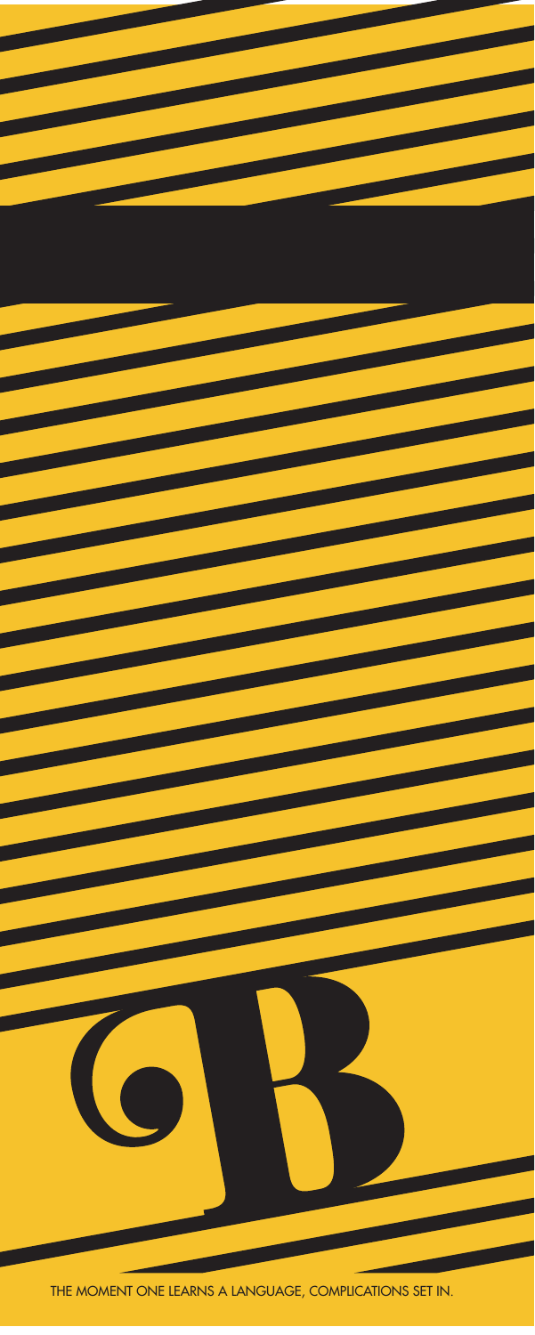B

THE MOMENT ONE LEARNS A LANGUAGE, COMPLICATIONS SET IN.